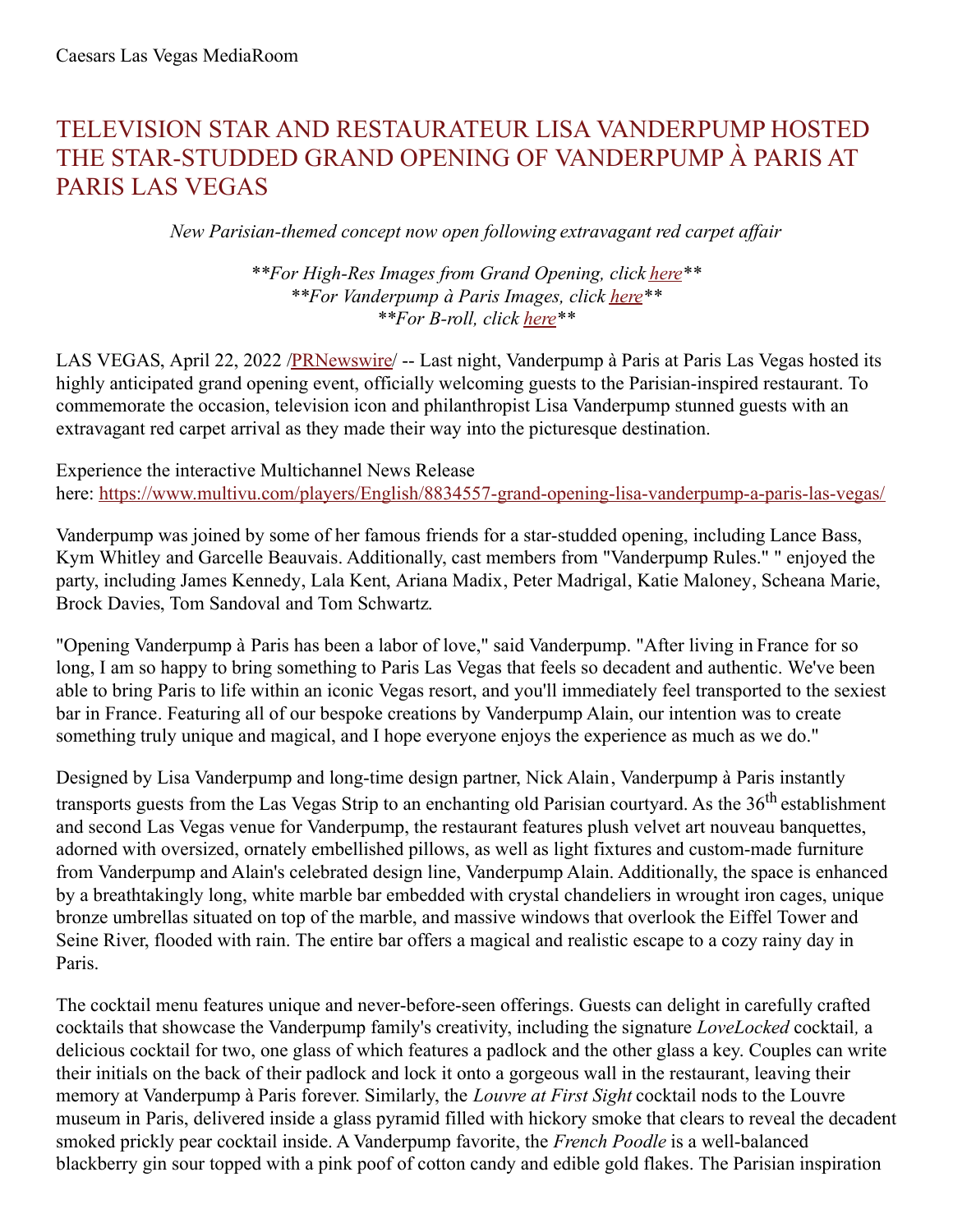Caesars Las Vegas MediaRoom

# TELEVISION STAR AND RESTAURATEUR LISA VANDERPUMP HOSTED THE STAR-STUDDED GRAND OPENING OF VANDERPUMP À PARIS AT PARIS LAS VEGAS

*New Parisian-themed concept now open following extravagant red carpet affair*

*\*\*For High-Res Images from Grand Opening, click here\*\**
*\*\*For Vanderpump à Paris Images, click here\*\**
*\*\*For B-roll, click here\*\**

LAS VEGAS, April 22, 2022 /PRNewswire/ -- Last night, Vanderpump à Paris at Paris Las Vegas hosted its highly anticipated grand opening event, officially welcoming guests to the Parisian-inspired restaurant. To commemorate the occasion, television icon and philanthropist Lisa Vanderpump stunned guests with an extravagant red carpet arrival as they made their way into the picturesque destination.

Experience the interactive Multichannel News Release here: https://www.multivu.com/players/English/8834557-grand-opening-lisa-vanderpump-a-paris-las-vegas/

Vanderpump was joined by some of her famous friends for a star-studded opening, including Lance Bass, Kym Whitley and Garcelle Beauvais. Additionally, cast members from "Vanderpump Rules." " enjoyed the party, including James Kennedy, Lala Kent, Ariana Madix, Peter Madrigal, Katie Maloney, Scheana Marie, Brock Davies, Tom Sandoval and Tom Schwartz.

"Opening Vanderpump à Paris has been a labor of love," said Vanderpump. "After living in France for so long, I am so happy to bring something to Paris Las Vegas that feels so decadent and authentic. We've been able to bring Paris to life within an iconic Vegas resort, and you'll immediately feel transported to the sexiest bar in France. Featuring all of our bespoke creations by Vanderpump Alain, our intention was to create something truly unique and magical, and I hope everyone enjoys the experience as much as we do."

Designed by Lisa Vanderpump and long-time design partner, Nick Alain, Vanderpump à Paris instantly transports guests from the Las Vegas Strip to an enchanting old Parisian courtyard. As the 36th establishment and second Las Vegas venue for Vanderpump, the restaurant features plush velvet art nouveau banquettes, adorned with oversized, ornately embellished pillows, as well as light fixtures and custom-made furniture from Vanderpump and Alain's celebrated design line, Vanderpump Alain. Additionally, the space is enhanced by a breathtakingly long, white marble bar embedded with crystal chandeliers in wrought iron cages, unique bronze umbrellas situated on top of the marble, and massive windows that overlook the Eiffel Tower and Seine River, flooded with rain. The entire bar offers a magical and realistic escape to a cozy rainy day in Paris.

The cocktail menu features unique and never-before-seen offerings. Guests can delight in carefully crafted cocktails that showcase the Vanderpump family's creativity, including the signature *LoveLocked* cocktail, a delicious cocktail for two, one glass of which features a padlock and the other glass a key. Couples can write their initials on the back of their padlock and lock it onto a gorgeous wall in the restaurant, leaving their memory at Vanderpump à Paris forever. Similarly, the *Louvre at First Sight* cocktail nods to the Louvre museum in Paris, delivered inside a glass pyramid filled with hickory smoke that clears to reveal the decadent smoked prickly pear cocktail inside. A Vanderpump favorite, the *French Poodle* is a well-balanced blackberry gin sour topped with a pink poof of cotton candy and edible gold flakes. The Parisian inspiration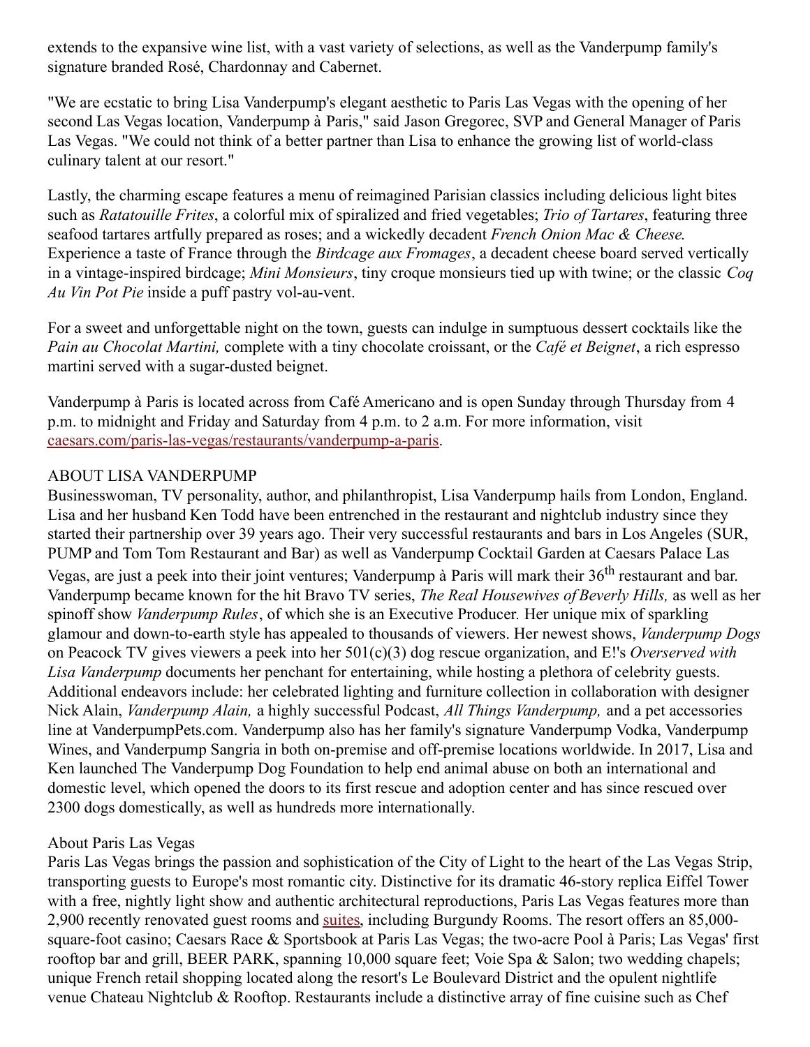extends to the expansive wine list, with a vast variety of selections, as well as the Vanderpump family's signature branded Rosé, Chardonnay and Cabernet.

"We are ecstatic to bring Lisa Vanderpump's elegant aesthetic to Paris Las Vegas with the opening of her second Las Vegas location, Vanderpump à Paris," said Jason Gregorec, SVP and General Manager of Paris Las Vegas. "We could not think of a better partner than Lisa to enhance the growing list of world-class culinary talent at our resort."

Lastly, the charming escape features a menu of reimagined Parisian classics including delicious light bites such as *Ratatouille Frites*, a colorful mix of spiralized and fried vegetables; *Trio of Tartares*, featuring three seafood tartares artfully prepared as roses; and a wickedly decadent *French Onion Mac & Cheese.* Experience a taste of France through the *Birdcage aux Fromages*, a decadent cheese board served vertically in a vintage-inspired birdcage; *Mini Monsieurs*, tiny croque monsieurs tied up with twine; or the classic *Coq Au Vin Pot Pie* inside a puff pastry vol-au-vent.

For a sweet and unforgettable night on the town, guests can indulge in sumptuous dessert cocktails like the *Pain au Chocolat Martini,* complete with a tiny chocolate croissant, or the *Café et Beignet*, a rich espresso martini served with a sugar-dusted beignet.

Vanderpump à Paris is located across from Café Americano and is open Sunday through Thursday from 4 p.m. to midnight and Friday and Saturday from 4 p.m. to 2 a.m. For more information, visit caesars.com/paris-las-vegas/restaurants/vanderpump-a-paris.

## ABOUT LISA VANDERPUMP

Businesswoman, TV personality, author, and philanthropist, Lisa Vanderpump hails from London, England. Lisa and her husband Ken Todd have been entrenched in the restaurant and nightclub industry since they started their partnership over 39 years ago. Their very successful restaurants and bars in Los Angeles (SUR, PUMP and Tom Tom Restaurant and Bar) as well as Vanderpump Cocktail Garden at Caesars Palace Las Vegas, are just a peek into their joint ventures; Vanderpump à Paris will mark their 36th restaurant and bar. Vanderpump became known for the hit Bravo TV series, *The Real Housewives of Beverly Hills,* as well as her spinoff show *Vanderpump Rules*, of which she is an Executive Producer. Her unique mix of sparkling glamour and down-to-earth style has appealed to thousands of viewers. Her newest shows, *Vanderpump Dogs* on Peacock TV gives viewers a peek into her 501(c)(3) dog rescue organization, and E!'s *Overserved with Lisa Vanderpump* documents her penchant for entertaining, while hosting a plethora of celebrity guests. Additional endeavors include: her celebrated lighting and furniture collection in collaboration with designer Nick Alain, *Vanderpump Alain,* a highly successful Podcast, *All Things Vanderpump,* and a pet accessories line at VanderpumpPets.com. Vanderpump also has her family's signature Vanderpump Vodka, Vanderpump Wines, and Vanderpump Sangria in both on-premise and off-premise locations worldwide. In 2017, Lisa and Ken launched The Vanderpump Dog Foundation to help end animal abuse on both an international and domestic level, which opened the doors to its first rescue and adoption center and has since rescued over 2300 dogs domestically, as well as hundreds more internationally.

## About Paris Las Vegas

Paris Las Vegas brings the passion and sophistication of the City of Light to the heart of the Las Vegas Strip, transporting guests to Europe's most romantic city. Distinctive for its dramatic 46-story replica Eiffel Tower with a free, nightly light show and authentic architectural reproductions, Paris Las Vegas features more than 2,900 recently renovated guest rooms and suites, including Burgundy Rooms. The resort offers an 85,000-square-foot casino; Caesars Race & Sportsbook at Paris Las Vegas; the two-acre Pool à Paris; Las Vegas' first rooftop bar and grill, BEER PARK, spanning 10,000 square feet; Voie Spa & Salon; two wedding chapels; unique French retail shopping located along the resort's Le Boulevard District and the opulent nightlife venue Chateau Nightclub & Rooftop. Restaurants include a distinctive array of fine cuisine such as Chef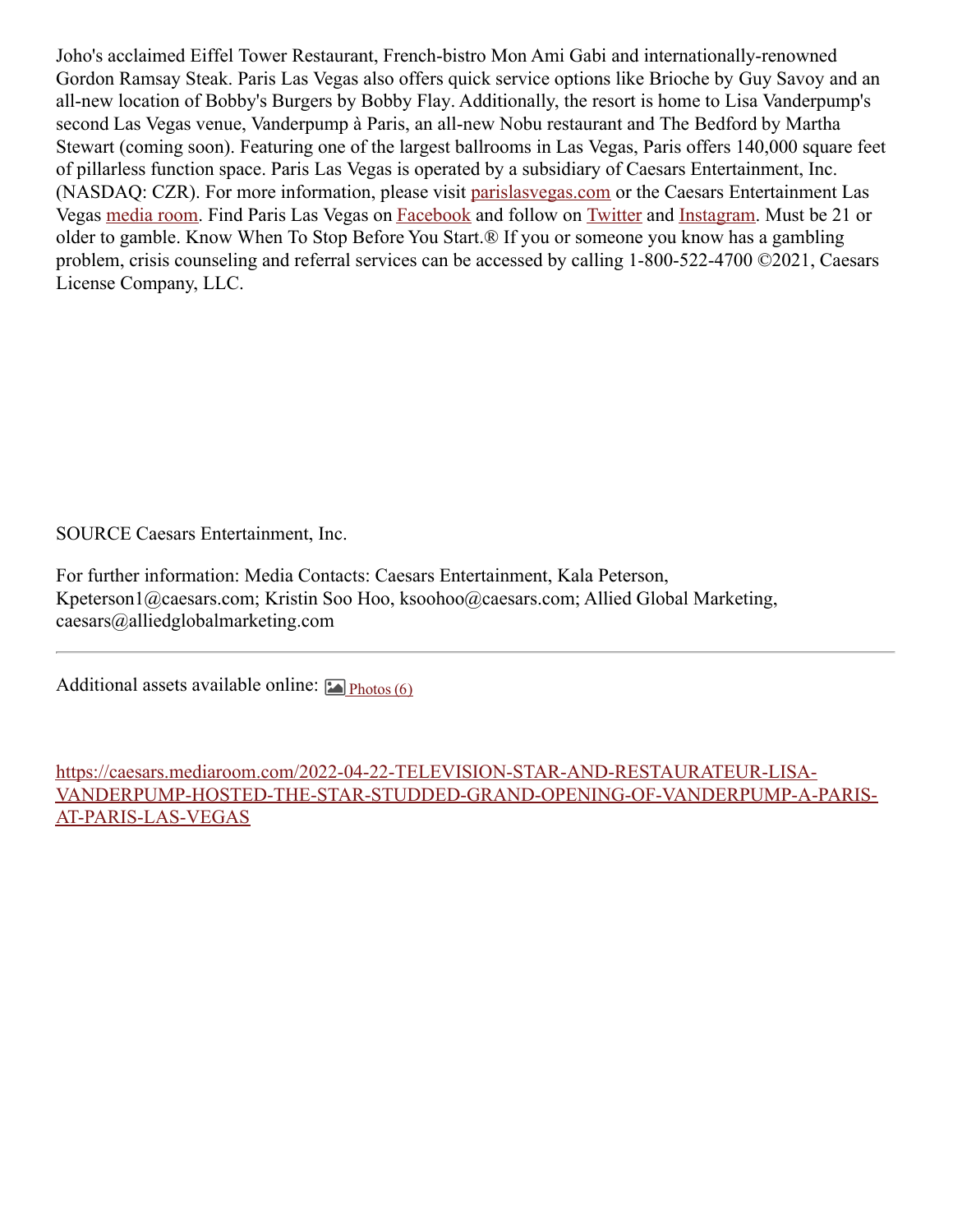Joho's acclaimed Eiffel Tower Restaurant, French-bistro Mon Ami Gabi and internationally-renowned Gordon Ramsay Steak. Paris Las Vegas also offers quick service options like Brioche by Guy Savoy and an all-new location of Bobby's Burgers by Bobby Flay. Additionally, the resort is home to Lisa Vanderpump's second Las Vegas venue, Vanderpump à Paris, an all-new Nobu restaurant and The Bedford by Martha Stewart (coming soon). Featuring one of the largest ballrooms in Las Vegas, Paris offers 140,000 square feet of pillarless function space. Paris Las Vegas is operated by a subsidiary of Caesars Entertainment, Inc. (NASDAQ: CZR). For more information, please visit [parislasvegas.com]() or the Caesars Entertainment Las Vegas [media room](). Find Paris Las Vegas on [Facebook]() and follow on [Twitter]() and [Instagram](). Must be 21 or older to gamble. Know When To Stop Before You Start.® If you or someone you know has a gambling problem, crisis counseling and referral services can be accessed by calling 1-800-522-4700 ©2021, Caesars License Company, LLC.

SOURCE Caesars Entertainment, Inc.

For further information: Media Contacts: Caesars Entertainment, Kala Peterson, Kpeterson1@caesars.com; Kristin Soo Hoo, ksoohoo@caesars.com; Allied Global Marketing, caesars@alliedglobalmarketing.com

---

Additional assets available online: [Photos (6)]()

[https://caesars.mediaroom.com/2022-04-22-TELEVISION-STAR-AND-RESTAURATEUR-LISA-VANDERPUMP-HOSTED-THE-STAR-STUDDED-GRAND-OPENING-OF-VANDERPUMP-A-PARIS-AT-PARIS-LAS-VEGAS](https://caesars.mediaroom.com/2022-04-22-TELEVISION-STAR-AND-RESTAURATEUR-LISA-VANDERPUMP-HOSTED-THE-STAR-STUDDED-GRAND-OPENING-OF-VANDERPUMP-A-PARIS-AT-PARIS-LAS-VEGAS)